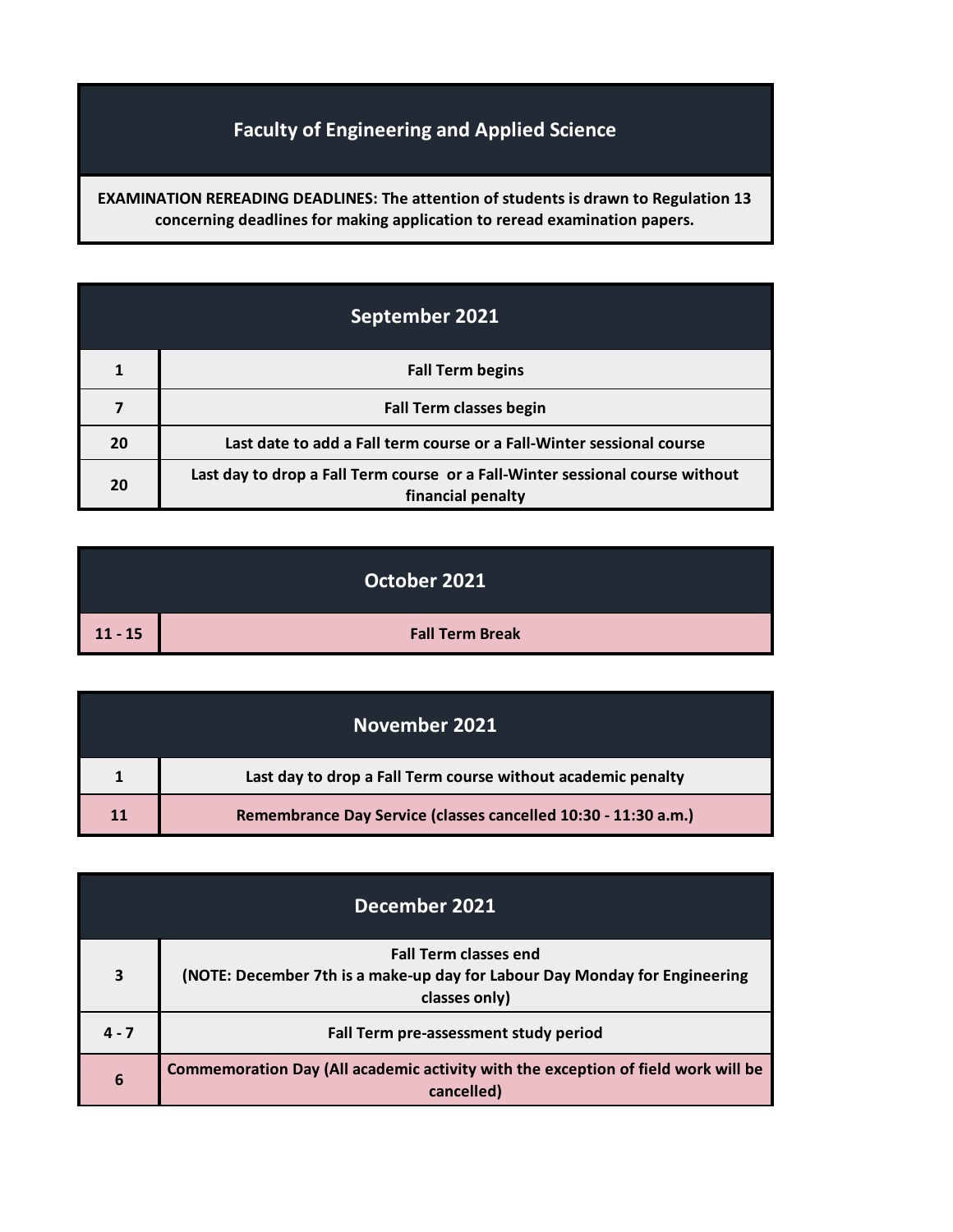## Faculty of Engineering and Applied Science

**EXAMINATION REREADING DEADLINES: The attention of students is drawn to Regulation 13 concerning deadlines for making application to reread examination papers.**

| September 2021 | |
|---|---|
| 1 | Fall Term begins |
| 7 | Fall Term classes begin |
| 20 | Last date to add a Fall term course or a Fall-Winter sessional course |
| 20 | Last day to drop a Fall Term course or a Fall-Winter sessional course without financial penalty |

| October 2021 | |
|---|---|
| 11 - 15 | Fall Term Break |

| November 2021 | |
|---|---|
| 1 | Last day to drop a Fall Term course without academic penalty |
| 11 | Remembrance Day Service (classes cancelled 10:30 - 11:30 a.m.) |

| December 2021 | |
|---|---|
| 3 | Fall Term classes end (NOTE: December 7th is a make-up day for Labour Day Monday for Engineering classes only) |
| 4 - 7 | Fall Term pre-assessment study period |
| 6 | Commemoration Day (All academic activity with the exception of field work will be cancelled) |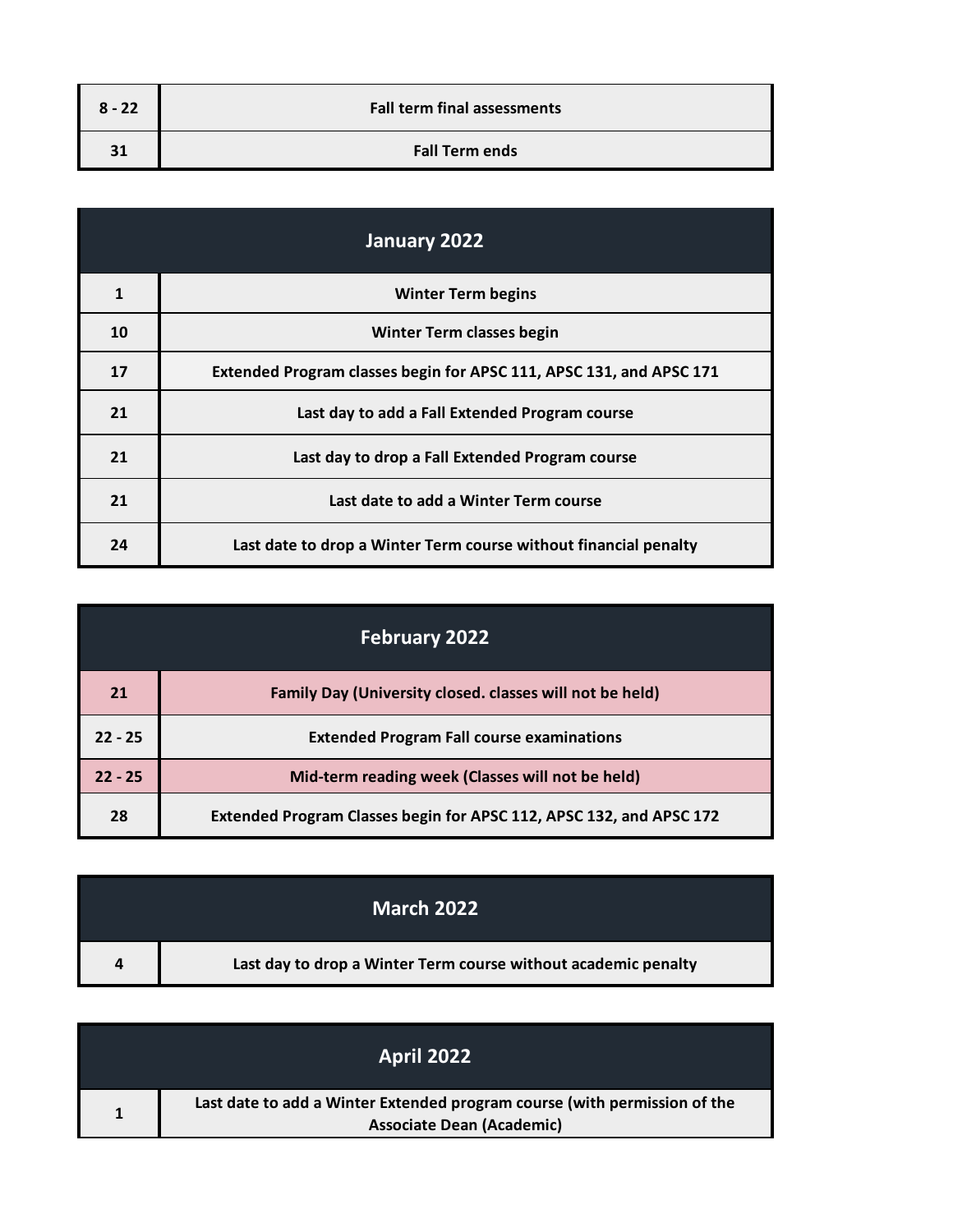| | |
|---|---|
| 8 - 22 | Fall term final assessments |
| 31 | Fall Term ends |

| January 2022 | |
|---|---|
| 1 | Winter Term begins |
| 10 | Winter Term classes begin |
| 17 | Extended Program classes begin for APSC 111, APSC 131, and APSC 171 |
| 21 | Last day to add a Fall Extended Program course |
| 21 | Last day to drop a Fall Extended Program course |
| 21 | Last date to add a Winter Term course |
| 24 | Last date to drop a Winter Term course without financial penalty |

| February 2022 | |
|---|---|
| 21 | Family Day (University closed. classes will not be held) |
| 22 - 25 | Extended Program Fall course examinations |
| 22 - 25 | Mid-term reading week (Classes will not be held) |
| 28 | Extended Program Classes begin for APSC 112, APSC 132, and APSC 172 |

| March 2022 | |
|---|---|
| 4 | Last day to drop a Winter Term course without academic penalty |

| April 2022 | |
|---|---|
| 1 | Last date to add a Winter Extended program course (with permission of the Associate Dean (Academic) |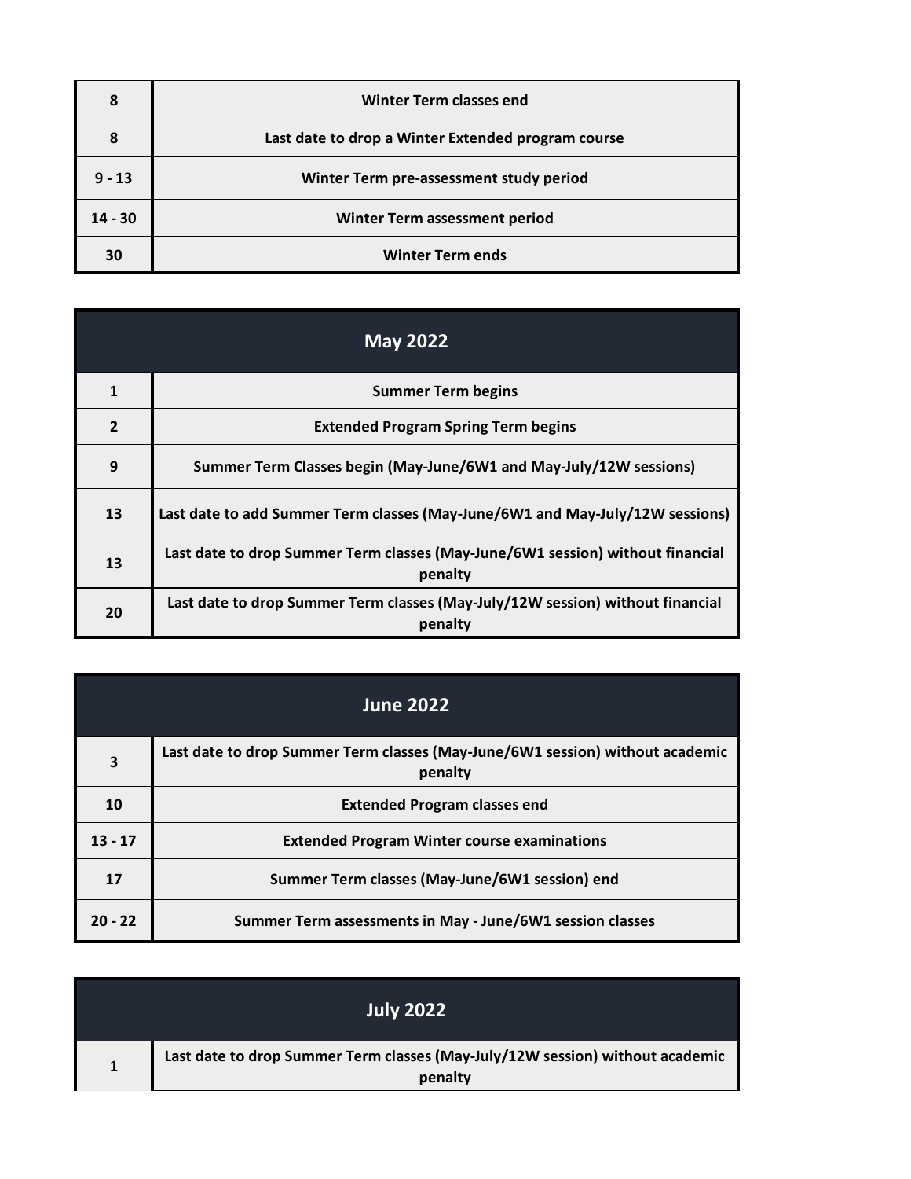| | |
|---|---|
| 8 | Winter Term classes end |
| 8 | Last date to drop a Winter Extended program course |
| 9 - 13 | Winter Term pre-assessment study period |
| 14 - 30 | Winter Term assessment period |
| 30 | Winter Term ends |

| May 2022 | |
|---|---|
| 1 | Summer Term begins |
| 2 | Extended Program Spring Term begins |
| 9 | Summer Term Classes begin (May-June/6W1 and May-July/12W sessions) |
| 13 | Last date to add Summer Term classes (May-June/6W1 and May-July/12W sessions) |
| 13 | Last date to drop Summer Term classes (May-June/6W1 session) without financial penalty |
| 20 | Last date to drop Summer Term classes (May-July/12W session) without financial penalty |

| June 2022 | |
|---|---|
| 3 | Last date to drop Summer Term classes (May-June/6W1 session) without academic penalty |
| 10 | Extended Program classes end |
| 13 - 17 | Extended Program Winter course examinations |
| 17 | Summer Term classes (May-June/6W1 session) end |
| 20 - 22 | Summer Term assessments in May - June/6W1 session classes |

| July 2022 | |
|---|---|
| 1 | Last date to drop Summer Term classes (May-July/12W session) without academic penalty |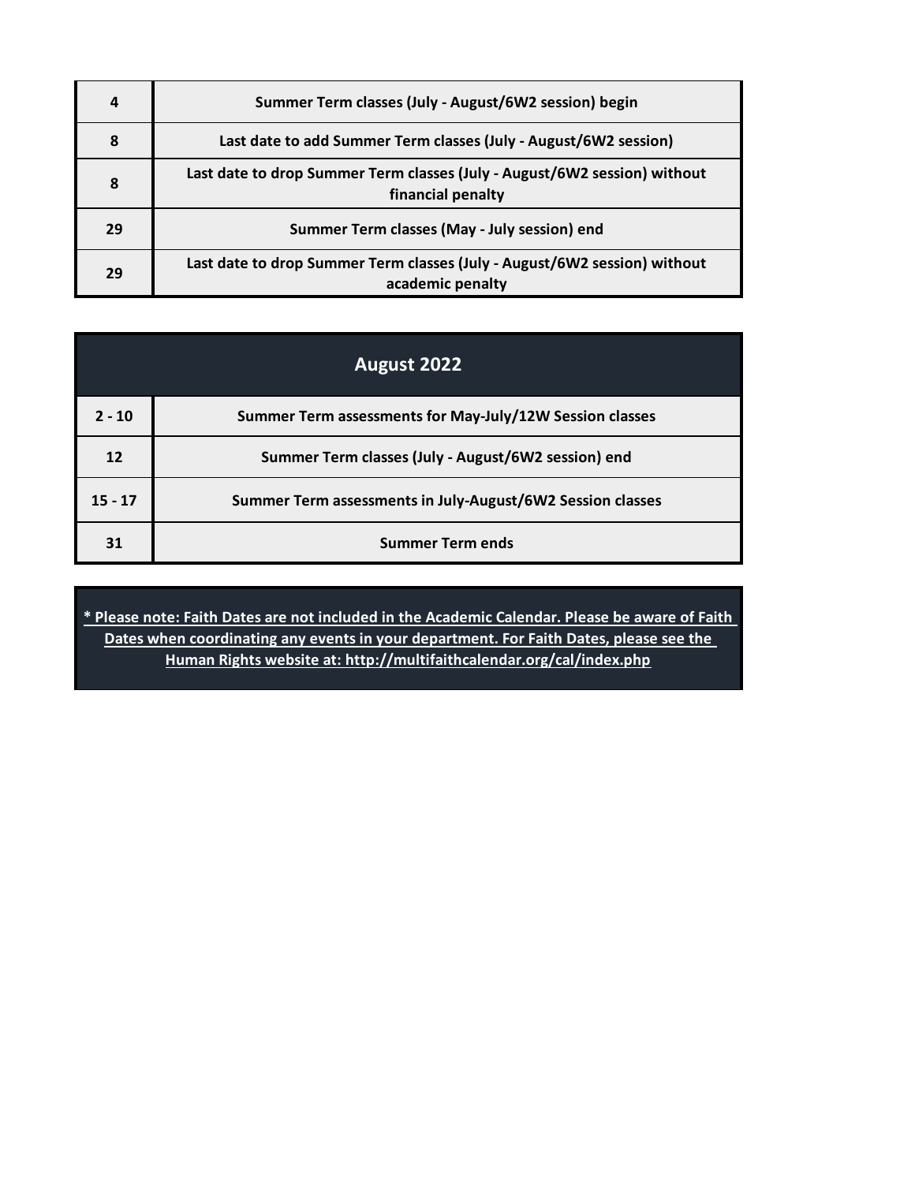| | |
|---|---|
| **4** | **Summer Term classes (July - August/6W2 session) begin** |
| **8** | **Last date to add Summer Term classes (July - August/6W2 session)** |
| **8** | **Last date to drop Summer Term classes (July - August/6W2 session) without financial penalty** |
| **29** | **Summer Term classes (May - July session) end** |
| **29** | **Last date to drop Summer Term classes (July - August/6W2 session) without academic penalty** |

## August 2022

| | |
|---|---|
| **2 - 10** | **Summer Term assessments for May-July/12W Session classes** |
| **12** | **Summer Term classes (July - August/6W2 session) end** |
| **15 - 17** | **Summer Term assessments in July-August/6W2 Session classes** |
| **31** | **Summer Term ends** |

**\* Please note: Faith Dates are not included in the Academic Calendar. Please be aware of Faith Dates when coordinating any events in your department. For Faith Dates, please see the Human Rights website at: http://multifaithcalendar.org/cal/index.php**